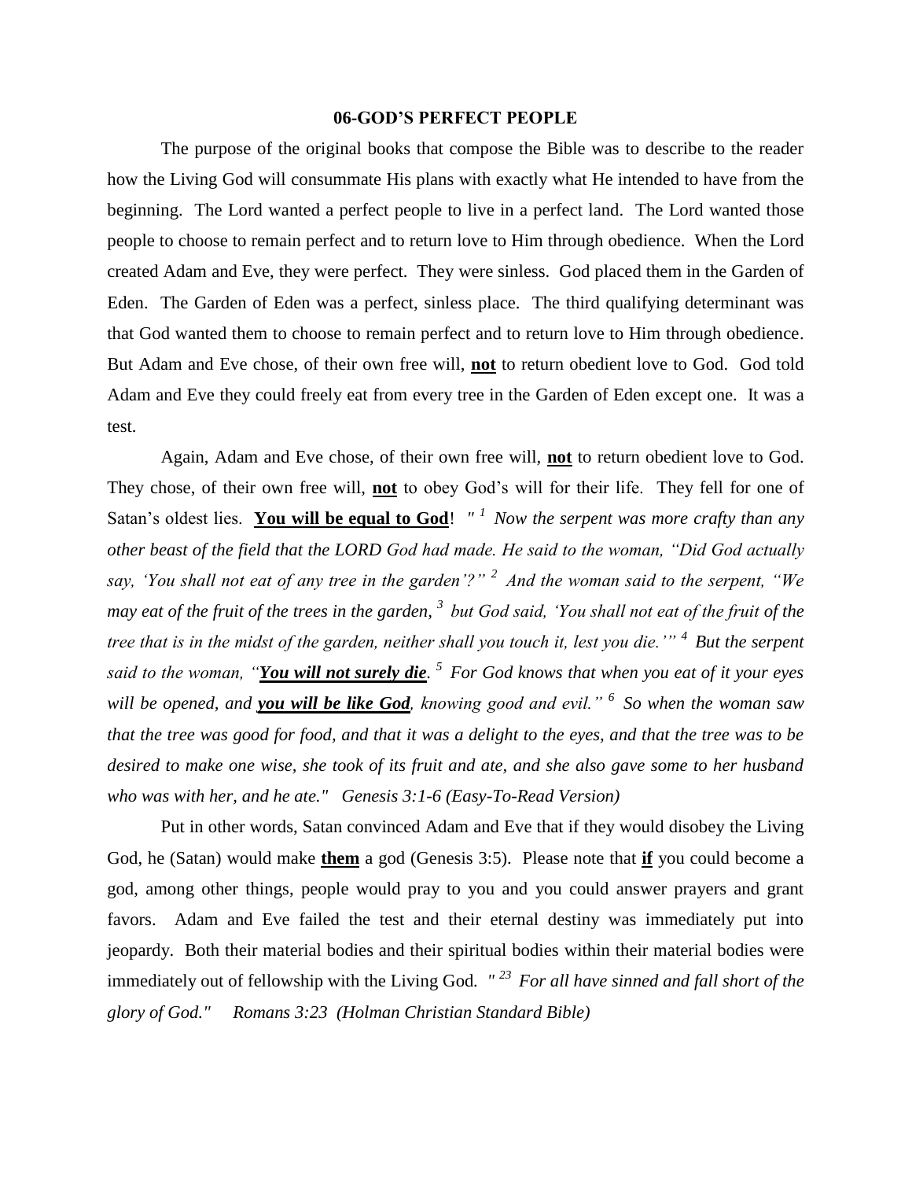# 06-GOD'S PERFECT PEOPLE

The purpose of the original books that compose the Bible was to describe to the reader how the Living God will consummate His plans with exactly what He intended to have from the beginning. The Lord wanted a perfect people to live in a perfect land. The Lord wanted those people to choose to remain perfect and to return love to Him through obedience. When the Lord created Adam and Eve, they were perfect. They were sinless. God placed them in the Garden of Eden. The Garden of Eden was a perfect, sinless place. The third qualifying determinant was that God wanted them to choose to remain perfect and to return love to Him through obedience. But Adam and Eve chose, of their own free will, **not** to return obedient love to God. God told Adam and Eve they could freely eat from every tree in the Garden of Eden except one. It was a test.

Again, Adam and Eve chose, of their own free will, **not** to return obedient love to God. They chose, of their own free will, **not** to obey God's will for their life. They fell for one of Satan's oldest lies. **You will be equal to God**! *" [1] Now the serpent was more crafty than any other beast of the field that the LORD God had made. He said to the woman, "Did God actually say, 'You shall not eat of any tree in the garden'?" [2] And the woman said to the serpent, "We may eat of the fruit of the trees in the garden, [3] but God said, 'You shall not eat of the fruit of the tree that is in the midst of the garden, neither shall you touch it, lest you die.'" [4] But the serpent said to the woman, "**You will not surely die**. [5] For God knows that when you eat of it your eyes will be opened, and **you will be like God**, knowing good and evil." [6] So when the woman saw that the tree was good for food, and that it was a delight to the eyes, and that the tree was to be desired to make one wise, she took of its fruit and ate, and she also gave some to her husband who was with her, and he ate." Genesis 3:1-6 (Easy-To-Read Version)*

Put in other words, Satan convinced Adam and Eve that if they would disobey the Living God, he (Satan) would make **them** a god (Genesis 3:5). Please note that **if** you could become a god, among other things, people would pray to you and you could answer prayers and grant favors. Adam and Eve failed the test and their eternal destiny was immediately put into jeopardy. Both their material bodies and their spiritual bodies within their material bodies were immediately out of fellowship with the Living God. *" [23] For all have sinned and fall short of the glory of God." Romans 3:23 (Holman Christian Standard Bible)*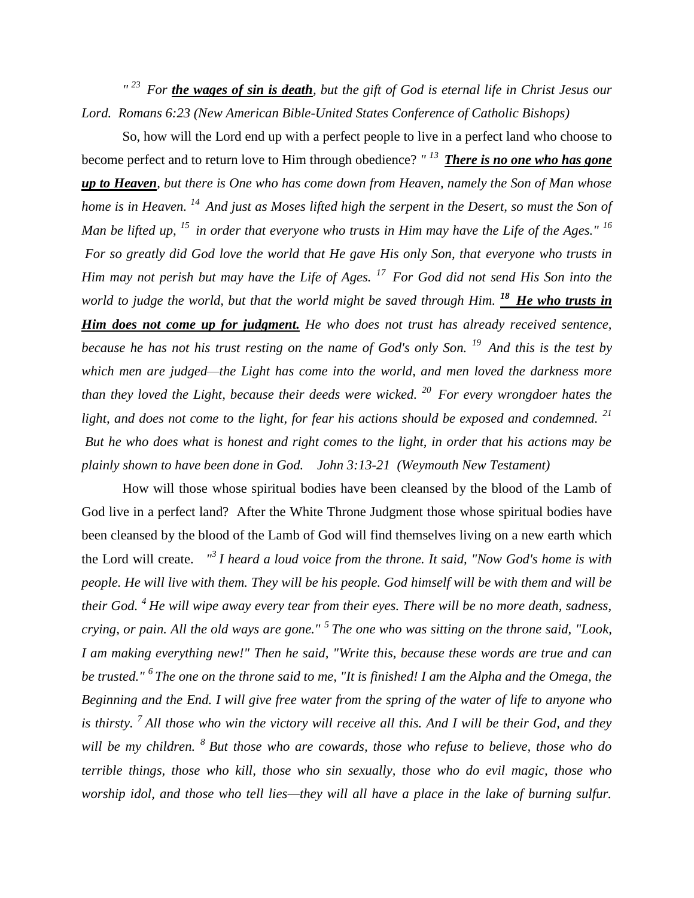*" [23] For **the wages of sin is death**, but the gift of God is eternal life in Christ Jesus our Lord. Romans 6:23 (New American Bible-United States Conference of Catholic Bishops)*

So, how will the Lord end up with a perfect people to live in a perfect land who choose to become perfect and to return love to Him through obedience? *" [13] **There is no one who has gone up to Heaven**, but there is One who has come down from Heaven, namely the Son of Man whose home is in Heaven. [14] And just as Moses lifted high the serpent in the Desert, so must the Son of Man be lifted up, [15] in order that everyone who trusts in Him may have the Life of the Ages." [16] For so greatly did God love the world that He gave His only Son, that everyone who trusts in Him may not perish but may have the Life of Ages. [17] For God did not send His Son into the world to judge the world, but that the world might be saved through Him. **[18] He who trusts in Him does not come up for judgment.** He who does not trust has already received sentence, because he has not his trust resting on the name of God's only Son. [19] And this is the test by which men are judged—the Light has come into the world, and men loved the darkness more than they loved the Light, because their deeds were wicked. [20] For every wrongdoer hates the light, and does not come to the light, for fear his actions should be exposed and condemned. [21] But he who does what is honest and right comes to the light, in order that his actions may be plainly shown to have been done in God. John 3:13-21 (Weymouth New Testament)*

How will those whose spiritual bodies have been cleansed by the blood of the Lamb of God live in a perfect land? After the White Throne Judgment those whose spiritual bodies have been cleansed by the blood of the Lamb of God will find themselves living on a new earth which the Lord will create. *"[3] I heard a loud voice from the throne. It said, "Now God's home is with people. He will live with them. They will be his people. God himself will be with them and will be their God. [4] He will wipe away every tear from their eyes. There will be no more death, sadness, crying, or pain. All the old ways are gone." [5] The one who was sitting on the throne said, "Look, I am making everything new!" Then he said, "Write this, because these words are true and can be trusted." [6] The one on the throne said to me, "It is finished! I am the Alpha and the Omega, the Beginning and the End. I will give free water from the spring of the water of life to anyone who is thirsty. [7] All those who win the victory will receive all this. And I will be their God, and they will be my children. [8] But those who are cowards, those who refuse to believe, those who do terrible things, those who kill, those who sin sexually, those who do evil magic, those who worship idol, and those who tell lies—they will all have a place in the lake of burning sulfur.*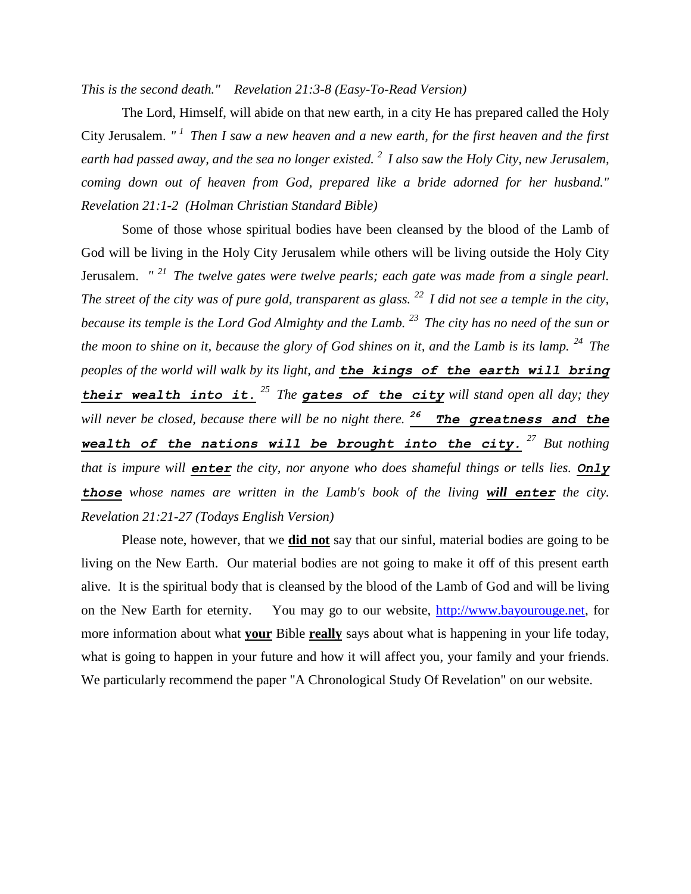*This is the second death." Revelation 21:3-8 (Easy-To-Read Version)*

The Lord, Himself, will abide on that new earth, in a city He has prepared called the Holy City Jerusalem. *"[1] Then I saw a new heaven and a new earth, for the first heaven and the first earth had passed away, and the sea no longer existed. [2] I also saw the Holy City, new Jerusalem, coming down out of heaven from God, prepared like a bride adorned for her husband." Revelation 21:1-2 (Holman Christian Standard Bible)*

Some of those whose spiritual bodies have been cleansed by the blood of the Lamb of God will be living in the Holy City Jerusalem while others will be living outside the Holy City Jerusalem. *"[21] The twelve gates were twelve pearls; each gate was made from a single pearl. The street of the city was of pure gold, transparent as glass. [22] I did not see a temple in the city, because its temple is the Lord God Almighty and the Lamb. [23] The city has no need of the sun or the moon to shine on it, because the glory of God shines on it, and the Lamb is its lamp. [24] The peoples of the world will walk by its light, and* ***the kings of the earth will bring their wealth into it.*** *[25] The* ***gates of the city*** *will stand open all day; they will never be closed, because there will be no night there.* ***[26] The greatness and the wealth of the nations will be brought into the city.*** *[27] But nothing that is impure will* ***enter*** *the city, nor anyone who does shameful things or tells lies.* ***Only those*** *whose names are written in the Lamb's book of the living* ***will enter*** *the city. Revelation 21:21-27 (Todays English Version)*

Please note, however, that we **did not** say that our sinful, material bodies are going to be living on the New Earth. Our material bodies are not going to make it off of this present earth alive. It is the spiritual body that is cleansed by the blood of the Lamb of God and will be living on the New Earth for eternity. You may go to our website, http://www.bayourouge.net, for more information about what **your** Bible **really** says about what is happening in your life today, what is going to happen in your future and how it will affect you, your family and your friends. We particularly recommend the paper "A Chronological Study Of Revelation" on our website.